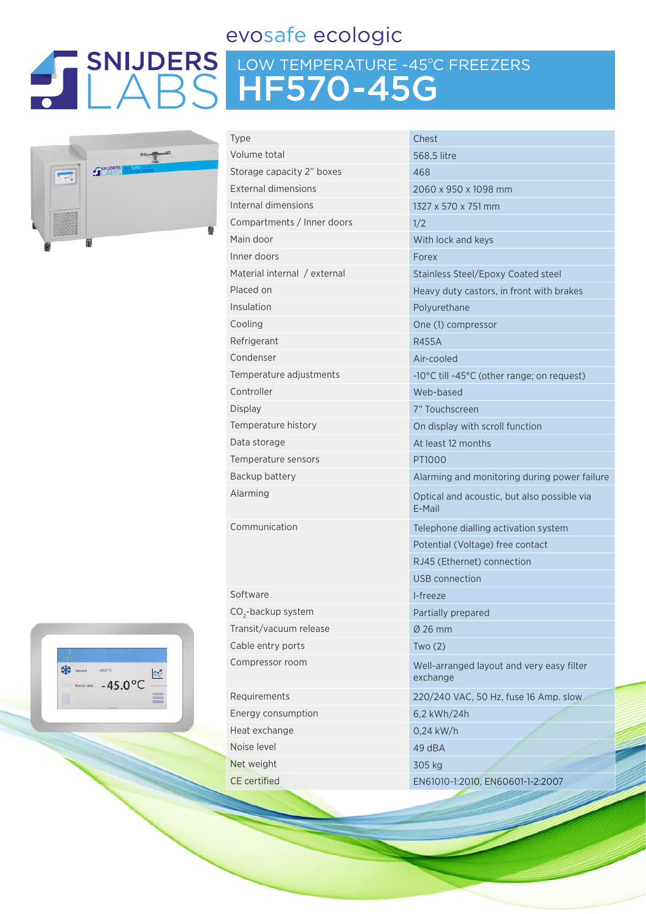# SNIJDERS LABS

## evosafe ecologic

## LOW TEMPERATURE -45°C FREEZERS

# HF570-45G

| | |
|---|---|
| Type | Chest |
| Volume total | 568,5 litre |
| Storage capacity 2" boxes | 468 |
| External dimensions | 2060 x 950 x 1098 mm |
| Internal dimensions | 1327 x 570 x 751 mm |
| Compartments / Inner doors | 1/2 |
| Main door | With lock and keys |
| Inner doors | Forex |
| Material internal / external | Stainless Steel/Epoxy Coated steel |
| Placed on | Heavy duty castors, in front with brakes |
| Insulation | Polyurethane |
| Cooling | One (1) compressor |
| Refrigerant | R455A |
| Condenser | Air-cooled |
| Temperature adjustments | -10°C till -45°C (other range; on request) |
| Controller | Web-based |
| Display | 7" Touchscreen |
| Temperature history | On display with scroll function |
| Data storage | At least 12 months |
| Temperature sensors | PT1000 |
| Backup battery | Alarming and monitoring during power failure |
| Alarming | Optical and acoustic, but also possible via E-Mail |
| Communication | Telephone dialling activation system |
| | Potential (Voltage) free contact |
| | RJ45 (Ethernet) connection |
| | USB connection |
| Software | I-freeze |
| $CO_2$-backup system | Partially prepared |
| Transit/vacuum release | Ø 26 mm |
| Cable entry ports | Two (2) |
| Compressor room | Well-arranged layout and very easy filter exchange |
| Requirements | 220/240 VAC, 50 Hz, fuse 16 Amp. slow |
| Energy consumption | 6,2 kWh/24h |
| Heat exchange | 0,24 kW/h |
| Noise level | 49 dBA |
| Net weight | 305 kg |
| CE certified | EN61010-1:2010, EN60601-1-2:2007 |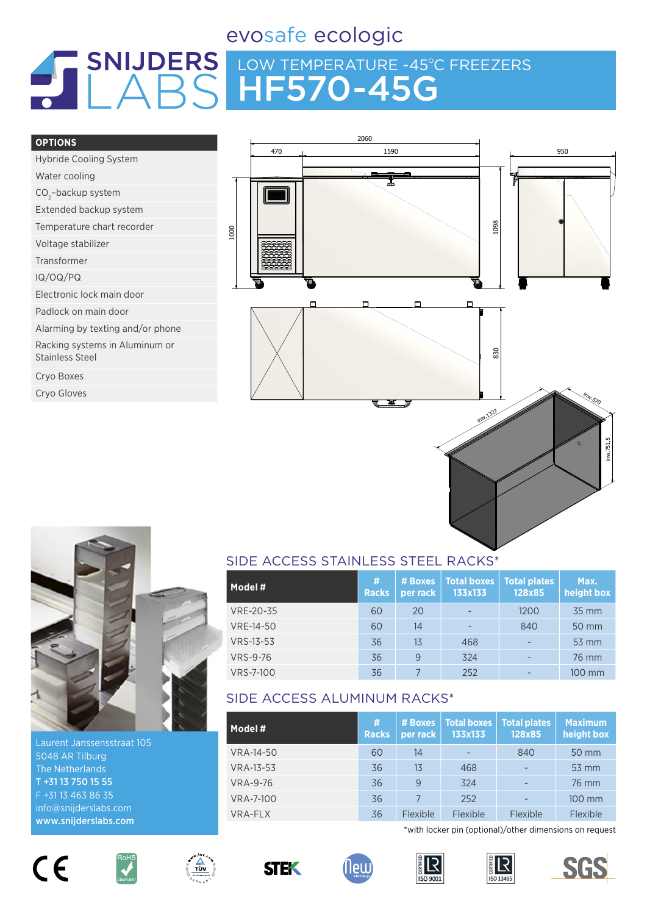evosafe ecologic

# SNIJDERS LABS

## LOW TEMPERATURE -45°C FREEZERS

# HF570-45G

| OPTIONS |
|---|
| Hybride Cooling System |
| Water cooling |
| $CO_2$-backup system |
| Extended backup system |
| Temperature chart recorder |
| Voltage stabilizer |
| Transformer |
| IQ/OQ/PQ |
| Electronic lock main door |
| Padlock on main door |
| Alarming by texting and/or phone |
| Racking systems in Aluminum or Stainless Steel |
| Cryo Boxes |
| Cryo Gloves |

2060
470
1590
950
1000
1098
830
inw.1327
inw.570
inw.751,5

## SIDE ACCESS STAINLESS STEEL RACKS*

| Model # | # Racks | # Boxes per rack | Total boxes 133x133 | Total plates 128x85 | Max. height box |
|---|---|---|---|---|---|
| VRE-20-35 | 60 | 20 | - | 1200 | 35 mm |
| VRE-14-50 | 60 | 14 | - | 840 | 50 mm |
| VRS-13-53 | 36 | 13 | 468 | - | 53 mm |
| VRS-9-76 | 36 | 9 | 324 | - | 76 mm |
| VRS-7-100 | 36 | 7 | 252 | - | 100 mm |

## SIDE ACCESS ALUMINUM RACKS*

| Model # | # Racks | # Boxes per rack | Total boxes 133x133 | Total plates 128x85 | Maximum height box |
|---|---|---|---|---|---|
| VRA-14-50 | 60 | 14 | - | 840 | 50 mm |
| VRA-13-53 | 36 | 13 | 468 | - | 53 mm |
| VRA-9-76 | 36 | 9 | 324 | - | 76 mm |
| VRA-7-100 | 36 | 7 | 252 | - | 100 mm |
| VRA-FLX | 36 | Flexible | Flexible | Flexible | Flexible |

*with locker pin (optional)/other dimensions on request

Laurent Janssensstraat 105
5048 AR Tilburg
The Netherlands
**T +31 13 750 15 55**
F +31 13 463 86 35
info@snijderslabs.com
**www.snijderslabs.com**

CE RoHS COMPLIANT TÜV STEK New ISO 9001 ISO 13485 SGS